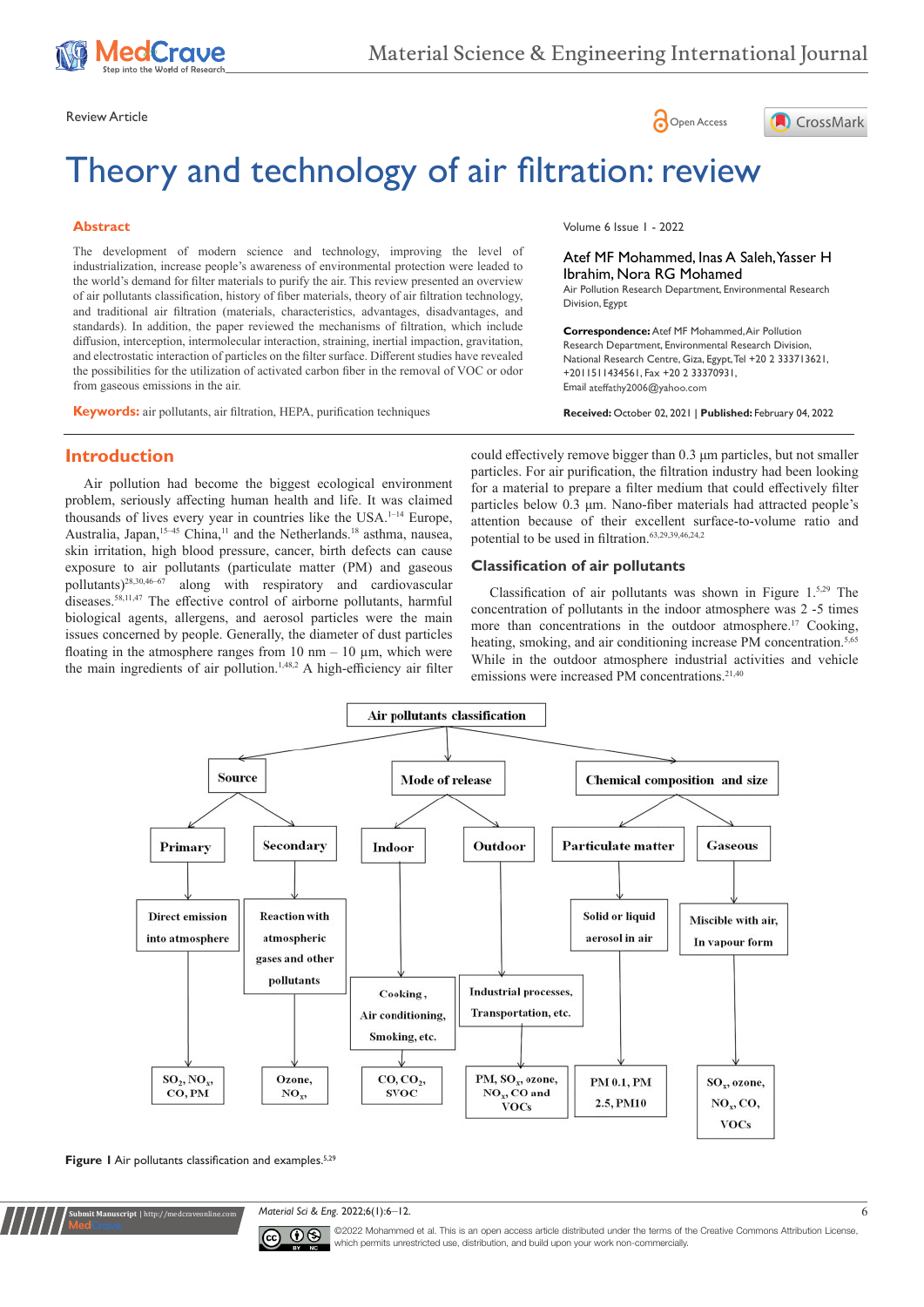Review Article

# Theory and technology of air filtration: review

Volume 6 Issue 1 - 2022

Atef MF Mohammed, Inas A Saleh, Yasser H Ibrahim, Nora RG Mohamed

Air Pollution Research Department, Environmental Research Division, Egypt

**Correspondence:** Atef MF Mohammed, Air Pollution Research Department, Environmental Research Division, National Research Centre, Giza, Egypt, Tel +20 2 33371362l, +20ll5ll434561, Fax +20 2 3337093l, Email ateffathy2006@yahoo.com

**Received:** October 02, 2021 | **Published:** February 04, 2022

## Abstract

The development of modern science and technology, improving the level of industrialization, increase people's awareness of environmental protection were leaded to the world's demand for filter materials to purify the air. This review presented an overview of air pollutants classification, history of fiber materials, theory of air filtration technology, and traditional air filtration (materials, characteristics, advantages, disadvantages, and standards). In addition, the paper reviewed the mechanisms of filtration, which include diffusion, interception, intermolecular interaction, straining, inertial impaction, gravitation, and electrostatic interaction of particles on the filter surface. Different studies have revealed the possibilities for the utilization of activated carbon fiber in the removal of VOC or odor from gaseous emissions in the air.

**Keywords:** air pollutants, air filtration, HEPA, purification techniques

## Introduction

Air pollution had become the biggest ecological environment problem, seriously affecting human health and life. It was claimed thousands of lives every year in countries like the USA.[1–14] Europe, Australia, Japan,[15–45] China,[11] and the Netherlands.[18] asthma, nausea, skin irritation, high blood pressure, cancer, birth defects can cause exposure to air pollutants (particulate matter (PM) and gaseous pollutants)[28,30,46–67] along with respiratory and cardiovascular diseases.[58,11,47] The effective control of airborne pollutants, harmful biological agents, allergens, and aerosol particles were the main issues concerned by people. Generally, the diameter of dust particles floating in the atmosphere ranges from 10 nm – 10 µm, which were the main ingredients of air pollution.[1,48,2] A high-efficiency air filter could effectively remove bigger than 0.3 µm particles, but not smaller particles. For air purification, the filtration industry had been looking for a material to prepare a filter medium that could effectively filter particles below 0.3 µm. Nano-fiber materials had attracted people's attention because of their excellent surface-to-volume ratio and potential to be used in filtration.[63,29,39,46,24,2]

## Classification of air pollutants

Classification of air pollutants was shown in Figure 1.[5,29] The concentration of pollutants in the indoor atmosphere was 2 -5 times more than concentrations in the outdoor atmosphere.[17] Cooking, heating, smoking, and air conditioning increase PM concentration.[5,65] While in the outdoor atmosphere industrial activities and vehicle emissions were increased PM concentrations.[21,40]

- **Air pollutants classification**
  - **Source**
    - **Primary** → Direct emission into atmosphere → $SO_2$, $NO_x$, CO, PM
    - **Secondary** → Reaction with atmospheric gases and other pollutants → Ozone, $NO_x$
  - **Mode of release**
    - **Indoor** → Cooking, Air conditioning, Smoking, etc. → CO, $CO_2$, SVOC
    - **Outdoor** → Industrial processes, Transportation, etc. → PM, $SO_x$, ozone, $NO_x$, CO and VOCs
  - **Chemical composition and size**
    - **Particulate matter** → Solid or liquid aerosol in air → PM 0.1, PM 2.5, PM10
    - **Gaseous** → Miscible with air, In vapour form → $SO_x$, ozone, $NO_x$, CO, VOCs

**Figure 1** Air pollutants classification and examples.[5,29]

©2022 Mohammed et al. This is an open access article distributed under the terms of the Creative Commons Attribution License, which permits unrestricted use, distribution, and build upon your work non-commercially.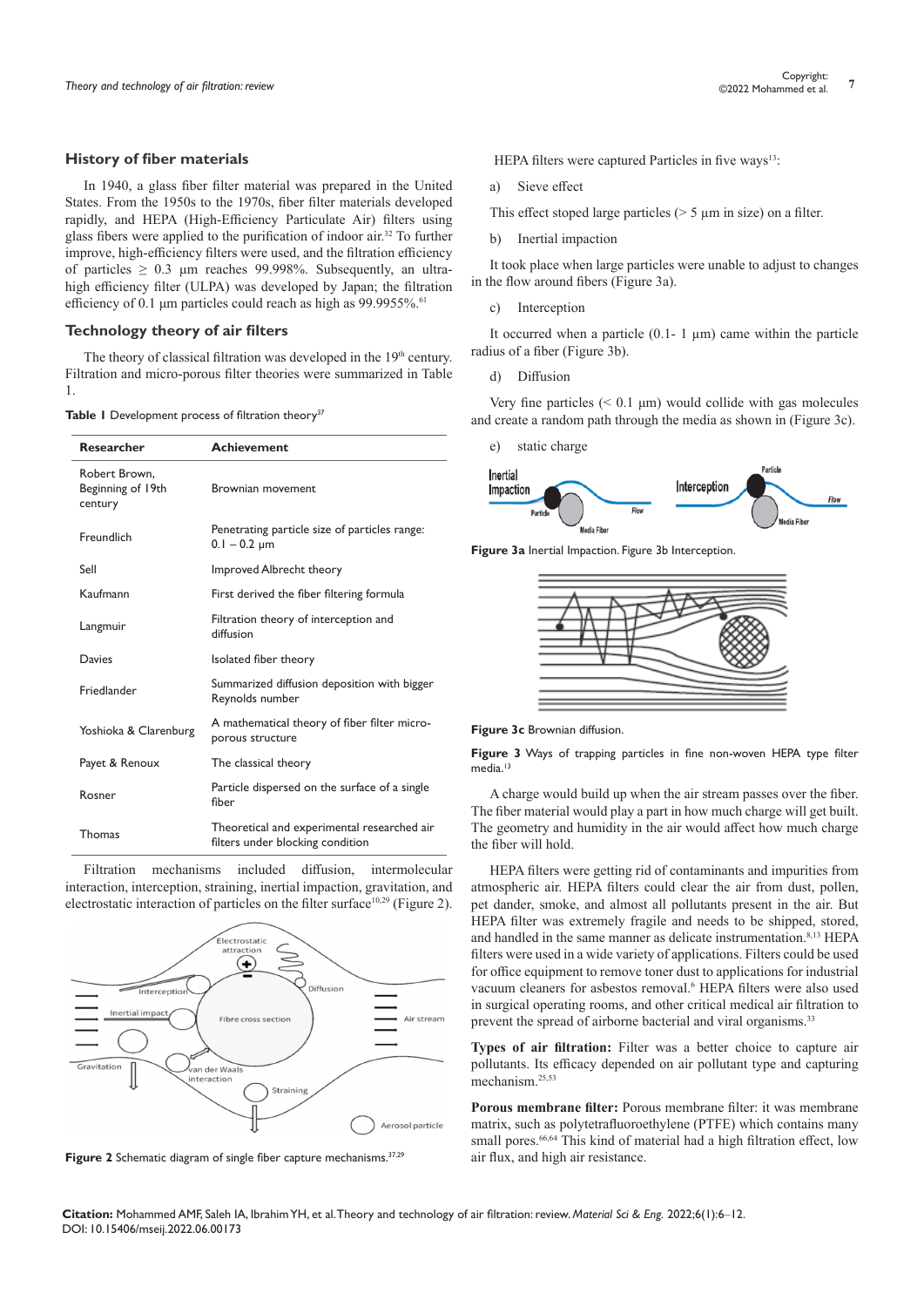## History of fiber materials

In 1940, a glass fiber filter material was prepared in the United States. From the 1950s to the 1970s, fiber filter materials developed rapidly, and HEPA (High-Efficiency Particulate Air) filters using glass fibers were applied to the purification of indoor air.[32] To further improve, high-efficiency filters were used, and the filtration efficiency of particles ≥ 0.3 µm reaches 99.998%. Subsequently, an ultra-high efficiency filter (ULPA) was developed by Japan; the filtration efficiency of 0.1 µm particles could reach as high as 99.9955%.[61]

## Technology theory of air filters

The theory of classical filtration was developed in the 19th century. Filtration and micro-porous filter theories were summarized in Table 1.

**Table 1** Development process of filtration theory[37]

| Researcher | Achievement |
|---|---|
| Robert Brown, Beginning of 19th century | Brownian movement |
| Freundlich | Penetrating particle size of particles range: 0.1 – 0.2 µm |
| Sell | Improved Albrecht theory |
| Kaufmann | First derived the fiber filtering formula |
| Langmuir | Filtration theory of interception and diffusion |
| Davies | Isolated fiber theory |
| Friedlander | Summarized diffusion deposition with bigger Reynolds number |
| Yoshioka & Clarenburg | A mathematical theory of fiber filter micro-porous structure |
| Payet & Renoux | The classical theory |
| Rosner | Particle dispersed on the surface of a single fiber |
| Thomas | Theoretical and experimental researched air filters under blocking condition |

Filtration mechanisms included diffusion, intermolecular interaction, interception, straining, inertial impaction, gravitation, and electrostatic interaction of particles on the filter surface[10,29] (Figure 2).

**Figure 2** Schematic diagram of single fiber capture mechanisms.[37,29]

HEPA filters were captured Particles in five ways[13]:

a) Sieve effect

This effect stoped large particles (> 5 µm in size) on a filter.

b) Inertial impaction

It took place when large particles were unable to adjust to changes in the flow around fibers (Figure 3a).

c) Interception

It occurred when a particle (0.1- 1 µm) came within the particle radius of a fiber (Figure 3b).

d) Diffusion

Very fine particles (< 0.1 µm) would collide with gas molecules and create a random path through the media as shown in (Figure 3c).

e) static charge

**Figure 3a** Inertial Impaction. Figure 3b Interception.

**Figure 3c** Brownian diffusion.

**Figure 3** Ways of trapping particles in fine non-woven HEPA type filter media.[13]

A charge would build up when the air stream passes over the fiber. The fiber material would play a part in how much charge will get built. The geometry and humidity in the air would affect how much charge the fiber will hold.

HEPA filters were getting rid of contaminants and impurities from atmospheric air. HEPA filters could clear the air from dust, pollen, pet dander, smoke, and almost all pollutants present in the air. But HEPA filter was extremely fragile and needs to be shipped, stored, and handled in the same manner as delicate instrumentation.[8,13] HEPA filters were used in a wide variety of applications. Filters could be used for office equipment to remove toner dust to applications for industrial vacuum cleaners for asbestos removal.[6] HEPA filters were also used in surgical operating rooms, and other critical medical air filtration to prevent the spread of airborne bacterial and viral organisms.[33]

**Types of air filtration:** Filter was a better choice to capture air pollutants. Its efficacy depended on air pollutant type and capturing mechanism.[25,53]

**Porous membrane filter:** Porous membrane filter: it was membrane matrix, such as polytetrafluoroethylene (PTFE) which contains many small pores.[66,64] This kind of material had a high filtration effect, low air flux, and high air resistance.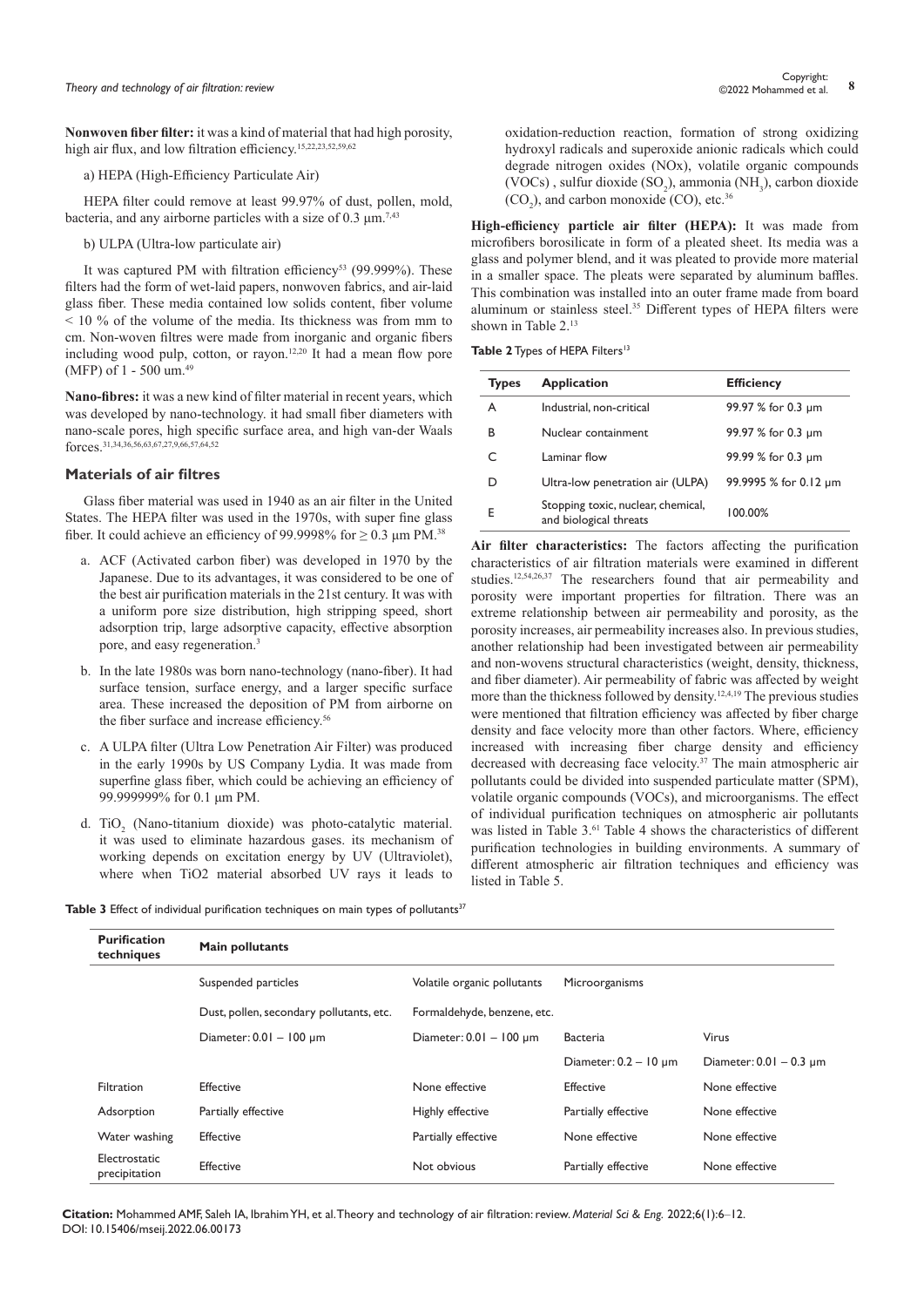**Nonwoven fiber filter:** it was a kind of material that had high porosity, high air flux, and low filtration efficiency.[15,22,23,52,59,62]

a) HEPA (High-Efficiency Particulate Air)

HEPA filter could remove at least 99.97% of dust, pollen, mold, bacteria, and any airborne particles with a size of 0.3 µm.[7,43]

b) ULPA (Ultra-low particulate air)

It was captured PM with filtration efficiency[53] (99.999%). These filters had the form of wet-laid papers, nonwoven fabrics, and air-laid glass fiber. These media contained low solids content, fiber volume < 10 % of the volume of the media. Its thickness was from mm to cm. Non-woven filtres were made from inorganic and organic fibers including wood pulp, cotton, or rayon.[12,20] It had a mean flow pore (MFP) of 1 - 500 um.[49]

**Nano-fibres:** it was a new kind of filter material in recent years, which was developed by nano-technology. it had small fiber diameters with nano-scale pores, high specific surface area, and high van-der Waals forces.[31,34,36,56,63,67,27,9,66,57,64,52]

## Materials of air filtres

Glass fiber material was used in 1940 as an air filter in the United States. The HEPA filter was used in the 1970s, with super fine glass fiber. It could achieve an efficiency of 99.9998% for ≥ 0.3 µm PM.[38]

a. ACF (Activated carbon fiber) was developed in 1970 by the Japanese. Due to its advantages, it was considered to be one of the best air purification materials in the 21st century. It was with a uniform pore size distribution, high stripping speed, short adsorption trip, large adsorptive capacity, effective absorption pore, and easy regeneration.[3]

b. In the late 1980s was born nano-technology (nano-fiber). It had surface tension, surface energy, and a larger specific surface area. These increased the deposition of PM from airborne on the fiber surface and increase efficiency.[56]

c. A ULPA filter (Ultra Low Penetration Air Filter) was produced in the early 1990s by US Company Lydia. It was made from superfine glass fiber, which could be achieving an efficiency of 99.999999% for 0.1 µm PM.

d. $TiO_2$ (Nano-titanium dioxide) was photo-catalytic material. it was used to eliminate hazardous gases. its mechanism of working depends on excitation energy by UV (Ultraviolet), where when TiO2 material absorbed UV rays it leads to oxidation-reduction reaction, formation of strong oxidizing hydroxyl radicals and superoxide anionic radicals which could degrade nitrogen oxides (NOx), volatile organic compounds (VOCs) , sulfur dioxide ($SO_2$), ammonia ($NH_3$), carbon dioxide ($CO_2$), and carbon monoxide (CO), etc.[36]

**High-efficiency particle air filter (HEPA):** It was made from microfibers borosilicate in form of a pleated sheet. Its media was a glass and polymer blend, and it was pleated to provide more material in a smaller space. The pleats were separated by aluminum baffles. This combination was installed into an outer frame made from board aluminum or stainless steel.[35] Different types of HEPA filters were shown in Table 2.[13]

**Table 2** Types of HEPA Filters[13]

| Types | Application | Efficiency |
|---|---|---|
| A | Industrial, non-critical | 99.97 % for 0.3 µm |
| B | Nuclear containment | 99.97 % for 0.3 µm |
| C | Laminar flow | 99.99 % for 0.3 µm |
| D | Ultra-low penetration air (ULPA) | 99.9995 % for 0.12 µm |
| E | Stopping toxic, nuclear, chemical, and biological threats | 100.00% |

**Air filter characteristics:** The factors affecting the purification characteristics of air filtration materials were examined in different studies.[12,54,26,37] The researchers found that air permeability and porosity were important properties for filtration. There was an extreme relationship between air permeability and porosity, as the porosity increases, air permeability increases also. In previous studies, another relationship had been investigated between air permeability and non-wovens structural characteristics (weight, density, thickness, and fiber diameter). Air permeability of fabric was affected by weight more than the thickness followed by density.[12,4,19] The previous studies were mentioned that filtration efficiency was affected by fiber charge density and face velocity more than other factors. Where, efficiency increased with increasing fiber charge density and efficiency decreased with decreasing face velocity.[37] The main atmospheric air pollutants could be divided into suspended particulate matter (SPM), volatile organic compounds (VOCs), and microorganisms. The effect of individual purification techniques on atmospheric air pollutants was listed in Table 3.[61] Table 4 shows the characteristics of different purification technologies in building environments. A summary of different atmospheric air filtration techniques and efficiency was listed in Table 5.

**Table 3** Effect of individual purification techniques on main types of pollutants[37]

| Purification techniques | Main pollutants | | | |
|---|---|---|---|---|
| | Suspended particles | Volatile organic pollutants | Microorganisms | |
| | Dust, pollen, secondary pollutants, etc. | Formaldehyde, benzene, etc. | | |
| | Diameter: 0.01 – 100 µm | Diameter: 0.01 – 100 µm | Bacteria | Virus |
| | | | Diameter: 0.2 – 10 µm | Diameter: 0.01 – 0.3 µm |
| Filtration | Effective | None effective | Effective | None effective |
| Adsorption | Partially effective | Highly effective | Partially effective | None effective |
| Water washing | Effective | Partially effective | None effective | None effective |
| Electrostatic precipitation | Effective | Not obvious | Partially effective | None effective |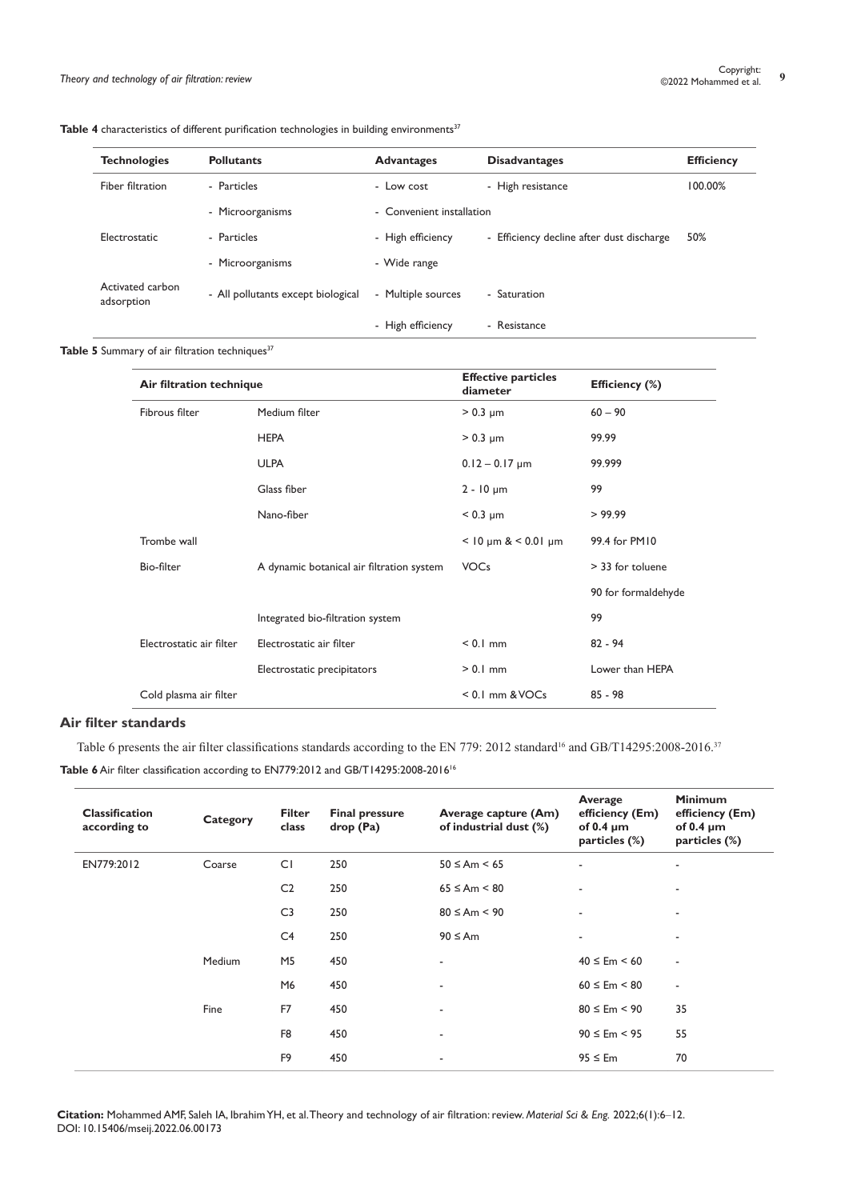**Table 4** characteristics of different purification technologies in building environments[37]

| Technologies | Pollutants | Advantages | Disadvantages | Efficiency |
|---|---|---|---|---|
| Fiber filtration | - Particles | - Low cost | - High resistance | 100.00% |
| | - Microorganisms | - Convenient installation | | |
| Electrostatic | - Particles | - High efficiency | - Efficiency decline after dust discharge | 50% |
| | - Microorganisms | - Wide range | | |
| Activated carbon adsorption | - All pollutants except biological | - Multiple sources | - Saturation | |
| | | - High efficiency | - Resistance | |

**Table 5** Summary of air filtration techniques[37]

| Air filtration technique | | Effective particles diameter | Efficiency (%) |
|---|---|---|---|
| Fibrous filter | Medium filter | > 0.3 µm | 60 – 90 |
| | HEPA | > 0.3 µm | 99.99 |
| | ULPA | 0.12 – 0.17 µm | 99.999 |
| | Glass fiber | 2 - 10 µm | 99 |
| | Nano-fiber | < 0.3 µm | > 99.99 |
| Trombe wall | | < 10 µm & < 0.01 µm | 99.4 for PM10 |
| Bio-filter | A dynamic botanical air filtration system | VOCs | > 33 for toluene |
| | | | 90 for formaldehyde |
| | Integrated bio-filtration system | | 99 |
| Electrostatic air filter | Electrostatic air filter | < 0.1 mm | 82 - 94 |
| | Electrostatic precipitators | > 0.1 mm | Lower than HEPA |
| Cold plasma air filter | | < 0.1 mm & VOCs | 85 - 98 |

## Air filter standards

Table 6 presents the air filter classifications standards according to the EN 779: 2012 standard[16] and GB/T14295:2008-2016.[37]

**Table 6** Air filter classification according to EN779:2012 and GB/T14295:2008-2016[16]

| Classification according to | Category | Filter class | Final pressure drop (Pa) | Average capture (Am) of industrial dust (%) | Average efficiency (Em) of 0.4 µm particles (%) | Minimum efficiency (Em) of 0.4 µm particles (%) |
|---|---|---|---|---|---|---|
| EN779:2012 | Coarse | C1 | 250 | 50 ≤ Am < 65 | - | - |
| | | C2 | 250 | 65 ≤ Am < 80 | - | - |
| | | C3 | 250 | 80 ≤ Am < 90 | - | - |
| | | C4 | 250 | 90 ≤ Am | - | - |
| | Medium | M5 | 450 | - | 40 ≤ Em < 60 | - |
| | | M6 | 450 | - | 60 ≤ Em < 80 | - |
| | Fine | F7 | 450 | - | 80 ≤ Em < 90 | 35 |
| | | F8 | 450 | - | 90 ≤ Em < 95 | 55 |
| | | F9 | 450 | - | 95 ≤ Em | 70 |

**Citation:** Mohammed AMF, Saleh IA, Ibrahim YH, et al. Theory and technology of air filtration: review. *Material Sci & Eng.* 2022;6(1):6‒12. DOI: 10.15406/mseij.2022.06.00173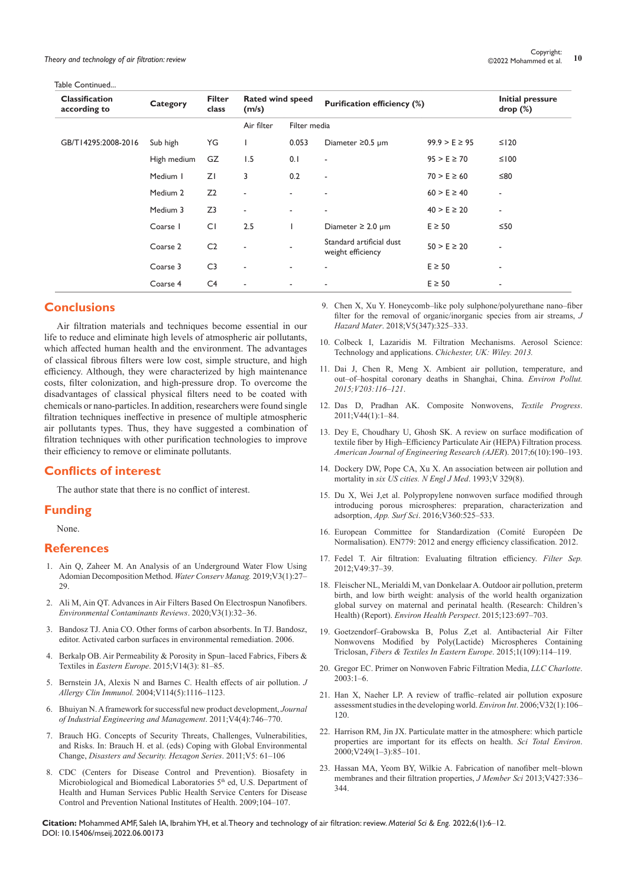Table Continued...

| Classification according to | Category | Filter class | Rated wind speed (m/s) | | Purification efficiency (%) | | Initial pressure drop (%) |
|---|---|---|---|---|---|---|---|
| | | | Air filter | Filter media | | | |
| GB/T14295:2008-2016 | Sub high | YG | 1 | 0.053 | Diameter ≥0.5 μm | 99.9 > E ≥ 95 | ≤120 |
| | High medium | GZ | 1.5 | 0.1 | - | 95 > E ≥ 70 | ≤100 |
| | Medium 1 | Z1 | 3 | 0.2 | - | 70 > E ≥ 60 | ≤80 |
| | Medium 2 | Z2 | - | - | - | 60 > E ≥ 40 | - |
| | Medium 3 | Z3 | - | - | - | 40 > E ≥ 20 | - |
| | Coarse 1 | C1 | 2.5 | 1 | Diameter ≥ 2.0 μm | E ≥ 50 | ≤50 |
| | Coarse 2 | C2 | - | - | Standard artificial dust weight efficiency | 50 > E ≥ 20 | - |
| | Coarse 3 | C3 | - | - | - | E ≥ 50 | - |
| | Coarse 4 | C4 | - | - | - | E ≥ 50 | - |

## Conclusions

Air filtration materials and techniques become essential in our life to reduce and eliminate high levels of atmospheric air pollutants, which affected human health and the environment. The advantages of classical fibrous filters were low cost, simple structure, and high efficiency. Although, they were characterized by high maintenance costs, filter colonization, and high-pressure drop. To overcome the disadvantages of classical physical filters need to be coated with chemicals or nano-particles. In addition, researchers were found single filtration techniques ineffective in presence of multiple atmospheric air pollutants types. Thus, they have suggested a combination of filtration techniques with other purification technologies to improve their efficiency to remove or eliminate pollutants.

## Conflicts of interest

The author state that there is no conflict of interest.

## Funding

None.

## References

1. Ain Q, Zaheer M. An Analysis of an Underground Water Flow Using Adomian Decomposition Method. *Water Conserv Manag.* 2019;V3(1):27–29.
2. Ali M, Ain QT. Advances in Air Filters Based On Electrospun Nanofibers. *Environmental Contaminants Reviews*. 2020;V3(1):32–36.
3. Bandosz TJ. Ania CO. Other forms of carbon absorbents. In TJ. Bandosz, editor. Activated carbon surfaces in environmental remediation. 2006.
4. Berkalp OB. Air Permeability & Porosity in Spun–laced Fabrics, Fibers & Textiles in *Eastern Europe*. 2015;V14(3): 81–85.
5. Bernstein JA, Alexis N and Barnes C. Health effects of air pollution. *J Allergy Clin Immunol.* 2004;V114(5):1116–1123.
6. Bhuiyan N. A framework for successful new product development, *Journal of Industrial Engineering and Management*. 2011;V4(4):746–770.
7. Brauch HG. Concepts of Security Threats, Challenges, Vulnerabilities, and Risks. In: Brauch H. et al. (eds) Coping with Global Environmental Change, *Disasters and Security. Hexagon Series*. 2011;V5: 61–106
8. CDC (Centers for Disease Control and Prevention). Biosafety in Microbiological and Biomedical Laboratories 5th ed, U.S. Department of Health and Human Services Public Health Service Centers for Disease Control and Prevention National Institutes of Health. 2009;104–107.
9. Chen X, Xu Y. Honeycomb–like poly sulphone/polyurethane nano–fiber filter for the removal of organic/inorganic species from air streams, *J Hazard Mater*. 2018;V5(347):325–333.
10. Colbeck I, Lazaridis M. Filtration Mechanisms. Aerosol Science: Technology and applications. *Chichester, UK: Wiley. 2013.*
11. Dai J, Chen R, Meng X. Ambient air pollution, temperature, and out–of–hospital coronary deaths in Shanghai, China. *Environ Pollut. 2015;V203:116–121*.
12. Das D, Pradhan AK. Composite Nonwovens, *Textile Progress*. 2011;V44(1):1–84.
13. Dey E, Choudhary U, Ghosh SK. A review on surface modification of textile fiber by High–Efficiency Particulate Air (HEPA) Filtration process. *American Journal of Engineering Research (AJER*). 2017;6(10):190–193.
14. Dockery DW, Pope CA, Xu X. An association between air pollution and mortality in *six US cities. N Engl J Med*. 1993;V 329(8).
15. Du X, Wei J,et al. Polypropylene nonwoven surface modified through introducing porous microspheres: preparation, characterization and adsorption, *App. Surf Sci*. 2016;V360:525–533.
16. European Committee for Standardization (Comité Européen De Normalisation). EN779: 2012 and energy efficiency classification. 2012.
17. Fedel T. Air filtration: Evaluating filtration efficiency. *Filter Sep.* 2012;V49:37–39.
18. Fleischer NL, Merialdi M, van Donkelaar A. Outdoor air pollution, preterm birth, and low birth weight: analysis of the world health organization global survey on maternal and perinatal health. (Research: Children's Health) (Report). *Environ Health Perspect*. 2015;123:697–703.
19. Goetzendorf–Grabowska B, Polus Z,et al. Antibacterial Air Filter Nonwovens Modified by Poly(Lactide) Microspheres Containing Triclosan, *Fibers & Textiles In Eastern Europe*. 2015;1(109):114–119.
20. Gregor EC. Primer on Nonwoven Fabric Filtration Media, *LLC Charlotte*. 2003:1–6.
21. Han X, Naeher LP. A review of traffic–related air pollution exposure assessment studies in the developing world. *Environ Int*. 2006;V32(1):106–120.
22. Harrison RM, Jin JX. Particulate matter in the atmosphere: which particle properties are important for its effects on health. *Sci Total Environ*. 2000;V249(1–3):85–101.
23. Hassan MA, Yeom BY, Wilkie A. Fabrication of nanofiber melt–blown membranes and their filtration properties, *J Member Sci* 2013;V427:336–344.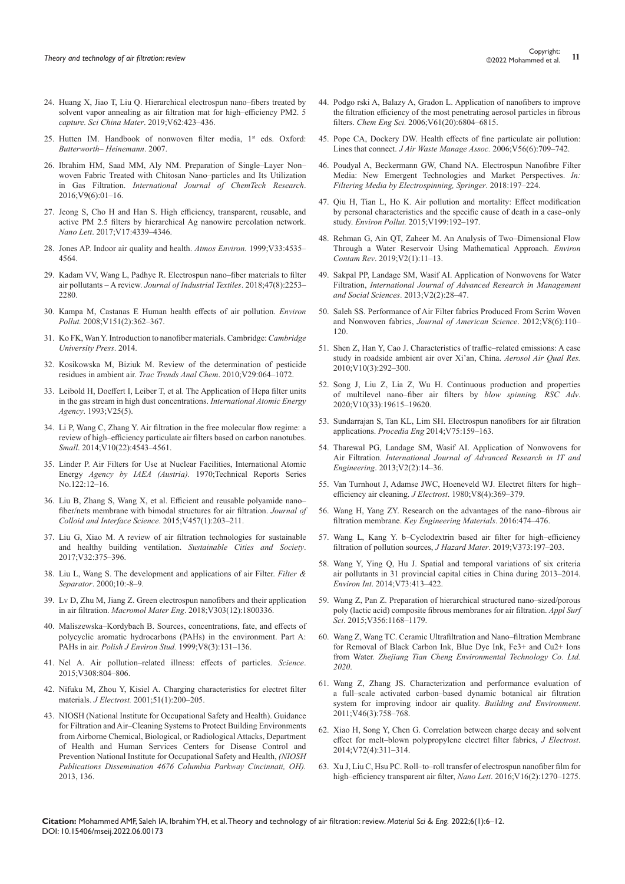24. Huang X, Jiao T, Liu Q. Hierarchical electrospun nano–fibers treated by solvent vapor annealing as air filtration mat for high–efficiency PM2. 5 capture. *Sci China Mater*. 2019;V62:423–436.
25. Hutten IM. Handbook of nonwoven filter media, 1st eds. Oxford: *Butterworth– Heinemann*. 2007.
26. Ibrahim HM, Saad MM, Aly NM. Preparation of Single–Layer Non–woven Fabric Treated with Chitosan Nano–particles and Its Utilization in Gas Filtration. *International Journal of ChemTech Research*. 2016;V9(6):01–16.
27. Jeong S, Cho H and Han S. High efficiency, transparent, reusable, and active PM 2.5 filters by hierarchical Ag nanowire percolation network. *Nano Lett*. 2017;V17:4339–4346.
28. Jones AP. Indoor air quality and health. *Atmos Environ.* 1999;V33:4535–4564.
29. Kadam VV, Wang L, Padhye R. Electrospun nano–fiber materials to filter air pollutants – A review. *Journal of Industrial Textiles*. 2018;47(8):2253–2280.
30. Kampa M, Castanas E Human health effects of air pollution. *Environ Pollut.* 2008;V151(2):362–367.
31. Ko FK, Wan Y. Introduction to nanofiber materials. Cambridge: *Cambridge University Press*. 2014.
32. Kosikowska M, Biziuk M. Review of the determination of pesticide residues in ambient air. *Trac Trends Anal Chem*. 2010;V29:064–1072.
33. Leibold H, Doeffert I, Leiber T, et al. The Application of Hepa filter units in the gas stream in high dust concentrations. *International Atomic Energy Agency*. 1993;V25(5).
34. Li P, Wang C, Zhang Y. Air filtration in the free molecular flow regime: a review of high–efficiency particulate air filters based on carbon nanotubes. *Small*. 2014;V10(22):4543–4561.
35. Linder P. Air Filters for Use at Nuclear Facilities, International Atomic Energy *Agency by IAEA (Austria).* 1970;Technical Reports Series No.122:12–16.
36. Liu B, Zhang S, Wang X, et al. Efficient and reusable polyamide nano–fiber/nets membrane with bimodal structures for air filtration. *Journal of Colloid and Interface Science*. 2015;V457(1):203–211.
37. Liu G, Xiao M. A review of air filtration technologies for sustainable and healthy building ventilation. *Sustainable Cities and Society*. 2017;V32:375–396.
38. Liu L, Wang S. The development and applications of air Filter. *Filter & Separator*. 2000;10:–8–9.
39. Lv D, Zhu M, Jiang Z. Green electrospun nanofibers and their application in air filtration. *Macromol Mater Eng*. 2018;V303(12):1800336.
40. Maliszewska–Kordybach B. Sources, concentrations, fate, and effects of polycyclic aromatic hydrocarbons (PAHs) in the environment. Part A: PAHs in air. *Polish J Environ Stud.* 1999;V8(3):131–136.
41. Nel A. Air pollution–related illness: effects of particles. *Science*. 2015;V308:804–806.
42. Nifuku M, Zhou Y, Kisiel A. Charging characteristics for electret filter materials. *J Electrost.* 2001;51(1):200–205.
43. NIOSH (National Institute for Occupational Safety and Health). Guidance for Filtration and Air–Cleaning Systems to Protect Building Environments from Airborne Chemical, Biological, or Radiological Attacks, Department of Health and Human Services Centers for Disease Control and Prevention National Institute for Occupational Safety and Health, *(NIOSH Publications Dissemination 4676 Columbia Parkway Cincinnati, OH).* 2013, 136.
44. Podgo rski A, Balazy A, Gradon L. Application of nanofibers to improve the filtration efficiency of the most penetrating aerosol particles in fibrous filters. *Chem Eng Sci.* 2006;V61(20):6804–6815.
45. Pope CA, Dockery DW. Health effects of fine particulate air pollution: Lines that connect. *J Air Waste Manage Assoc.* 2006;V56(6):709–742.
46. Poudyal A, Beckermann GW, Chand NA. Electrospun Nanofibre Filter Media: New Emergent Technologies and Market Perspectives. *In: Filtering Media by Electrospinning, Springer*. 2018:197–224.
47. Qiu H, Tian L, Ho K. Air pollution and mortality: Effect modification by personal characteristics and the specific cause of death in a case–only study. *Environ Pollut.* 2015;V199:192–197.
48. Rehman G, Ain QT, Zaheer M. An Analysis of Two–Dimensional Flow Through a Water Reservoir Using Mathematical Approach. *Environ Contam Rev*. 2019;V2(1):11–13.
49. Sakpal PP, Landage SM, Wasif AI. Application of Nonwovens for Water Filtration, *International Journal of Advanced Research in Management and Social Sciences*. 2013;V2(2):28–47.
50. Saleh SS. Performance of Air Filter fabrics Produced From Scrim Woven and Nonwoven fabrics, *Journal of American Science*. 2012;V8(6):110–120.
51. Shen Z, Han Y, Cao J. Characteristics of traffic–related emissions: A case study in roadside ambient air over Xi'an, China. *Aerosol Air Qual Res.* 2010;V10(3):292–300.
52. Song J, Liu Z, Lia Z, Wu H. Continuous production and properties of multilevel nano–fiber air filters by *blow spinning. RSC Adv*. 2020;V10(33):19615–19620.
53. Sundarrajan S, Tan KL, Lim SH. Electrospun nanofibers for air filtration applications. *Procedia Eng* 2014;V75:159–163.
54. Tharewal PG, Landage SM, Wasif AI. Application of Nonwovens for Air Filtration*. International Journal of Advanced Research in IT and Engineering*. 2013;V2(2):14–36.
55. Van Turnhout J, Adamse JWC, Hoeneveld WJ. Electret filters for high–efficiency air cleaning. *J Electrost*. 1980;V8(4):369–379.
56. Wang H, Yang ZY. Research on the advantages of the nano–fibrous air filtration membrane. *Key Engineering Materials*. 2016:474–476.
57. Wang L, Kang Y. b–Cyclodextrin based air filter for high–efficiency filtration of pollution sources, *J Hazard Mater*. 2019;V373:197–203.
58. Wang Y, Ying Q, Hu J. Spatial and temporal variations of six criteria air pollutants in 31 provincial capital cities in China during 2013–2014. *Environ Int*. 2014;V73:413–422.
59. Wang Z, Pan Z. Preparation of hierarchical structured nano–sized/porous poly (lactic acid) composite fibrous membranes for air filtration. *Appl Surf Sci*. 2015;V356:1168–1179.
60. Wang Z, Wang TC. Ceramic Ultrafiltration and Nano–filtration Membrane for Removal of Black Carbon Ink, Blue Dye Ink, $Fe^{3+}$ and $Cu^{2+}$ Ions from Water. *Zhejiang Tian Cheng Environmental Technology Co. Ltd. 2020.*
61. Wang Z, Zhang JS. Characterization and performance evaluation of a full–scale activated carbon–based dynamic botanical air filtration system for improving indoor air quality. *Building and Environment*. 2011;V46(3):758–768.
62. Xiao H, Song Y, Chen G. Correlation between charge decay and solvent effect for melt–blown polypropylene electret filter fabrics, *J Electrost*. 2014;V72(4):311–314.
63. Xu J, Liu C, Hsu PC. Roll–to–roll transfer of electrospun nanofiber film for high–efficiency transparent air filter, *Nano Lett*. 2016;V16(2):1270–1275.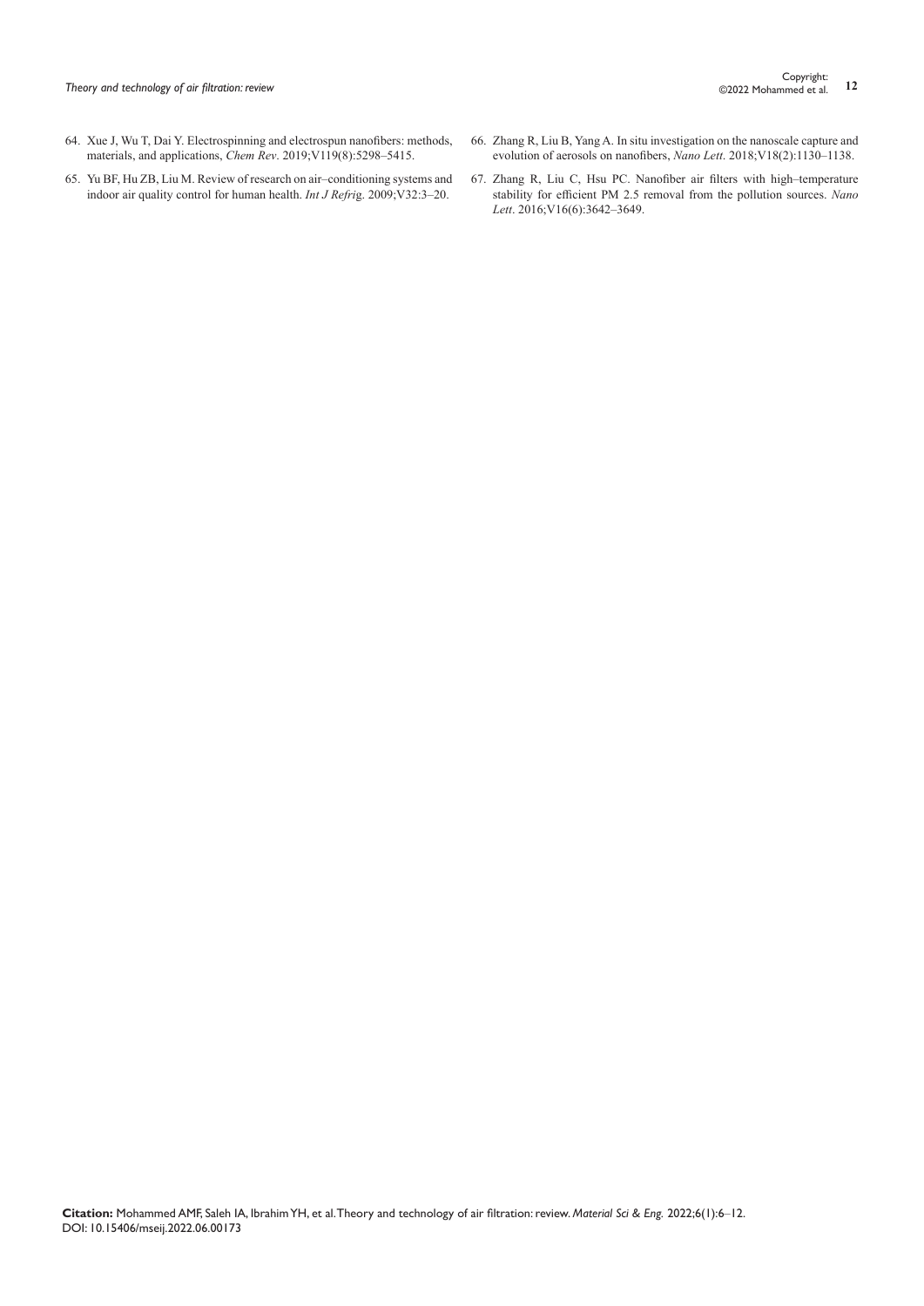64. Xue J, Wu T, Dai Y. Electrospinning and electrospun nanofibers: methods, materials, and applications, *Chem Rev*. 2019;V119(8):5298–5415.
65. Yu BF, Hu ZB, Liu M. Review of research on air–conditioning systems and indoor air quality control for human health. *Int J Refrig*. 2009;V32:3–20.
66. Zhang R, Liu B, Yang A. In situ investigation on the nanoscale capture and evolution of aerosols on nanofibers, *Nano Lett*. 2018;V18(2):1130–1138.
67. Zhang R, Liu C, Hsu PC. Nanofiber air filters with high–temperature stability for efficient PM 2.5 removal from the pollution sources. *Nano Lett*. 2016;V16(6):3642–3649.